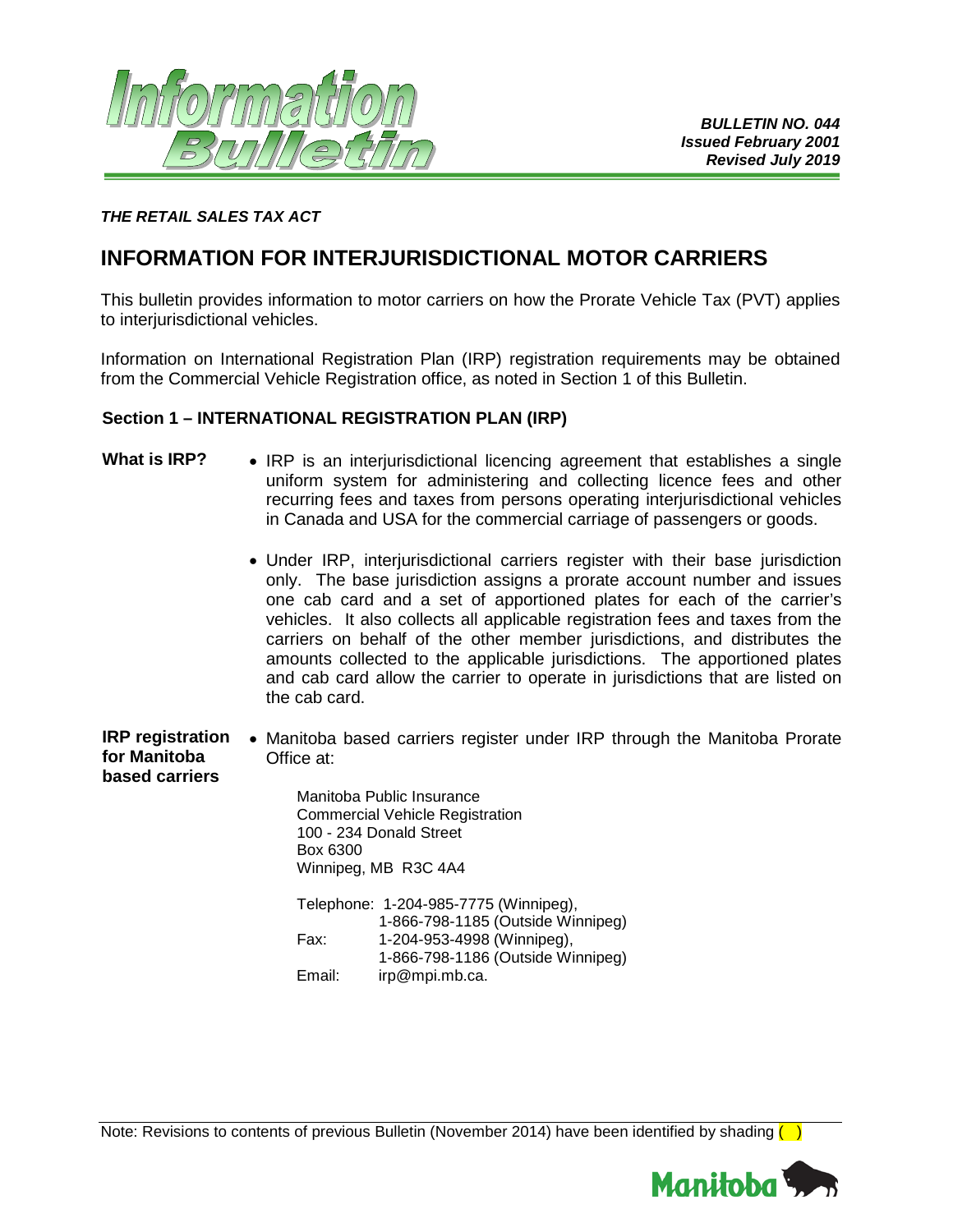**Information Bulletin**

***BULLETIN NO. 044***
***Issued February 2001***
***Revised July 2019***

***THE RETAIL SALES TAX ACT***

# INFORMATION FOR INTERJURISDICTIONAL MOTOR CARRIERS

This bulletin provides information to motor carriers on how the Prorate Vehicle Tax (PVT) applies to interjurisdictional vehicles.

Information on International Registration Plan (IRP) registration requirements may be obtained from the Commercial Vehicle Registration office, as noted in Section 1 of this Bulletin.

## Section 1 – INTERNATIONAL REGISTRATION PLAN (IRP)

**What is IRP?**

- IRP is an interjurisdictional licencing agreement that establishes a single uniform system for administering and collecting licence fees and other recurring fees and taxes from persons operating interjurisdictional vehicles in Canada and USA for the commercial carriage of passengers or goods.
- Under IRP, interjurisdictional carriers register with their base jurisdiction only. The base jurisdiction assigns a prorate account number and issues one cab card and a set of apportioned plates for each of the carrier's vehicles. It also collects all applicable registration fees and taxes from the carriers on behalf of the other member jurisdictions, and distributes the amounts collected to the applicable jurisdictions. The apportioned plates and cab card allow the carrier to operate in jurisdictions that are listed on the cab card.

**IRP registration for Manitoba based carriers**

- Manitoba based carriers register under IRP through the Manitoba Prorate Office at:

  Manitoba Public Insurance
  Commercial Vehicle Registration
  100 - 234 Donald Street
  Box 6300
  Winnipeg, MB R3C 4A4

  Telephone: 1-204-985-7775 (Winnipeg),
  1-866-798-1185 (Outside Winnipeg)
  Fax: 1-204-953-4998 (Winnipeg),
  1-866-798-1186 (Outside Winnipeg)
  Email: irp@mpi.mb.ca.

Note: Revisions to contents of previous Bulletin (November 2014) have been identified by shading ( )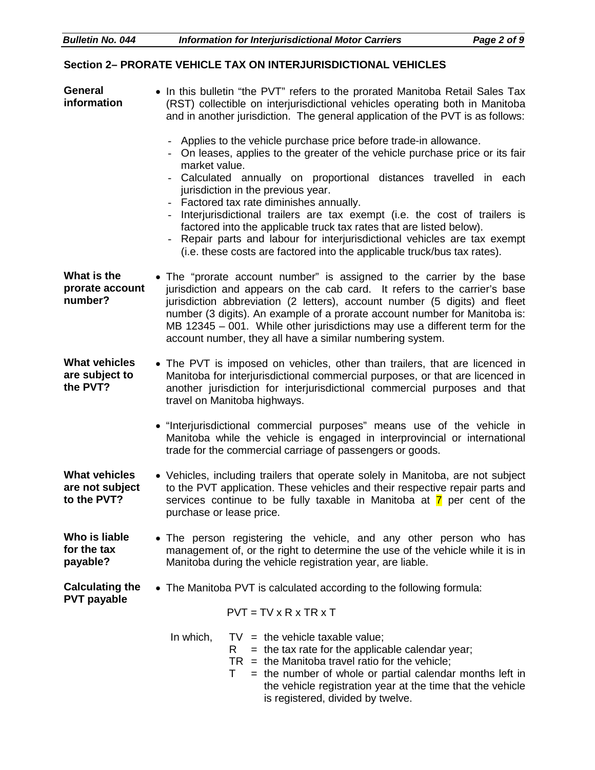## Section 2– PRORATE VEHICLE TAX ON INTERJURISDICTIONAL VEHICLES

**General information**

- In this bulletin "the PVT" refers to the prorated Manitoba Retail Sales Tax (RST) collectible on interjurisdictional vehicles operating both in Manitoba and in another jurisdiction. The general application of the PVT is as follows:

  - Applies to the vehicle purchase price before trade-in allowance.
  - On leases, applies to the greater of the vehicle purchase price or its fair market value.
  - Calculated annually on proportional distances travelled in each jurisdiction in the previous year.
  - Factored tax rate diminishes annually.
  - Interjurisdictional trailers are tax exempt (i.e. the cost of trailers is factored into the applicable truck tax rates that are listed below).
  - Repair parts and labour for interjurisdictional vehicles are tax exempt (i.e. these costs are factored into the applicable truck/bus tax rates).

**What is the prorate account number?**

- The "prorate account number" is assigned to the carrier by the base jurisdiction and appears on the cab card. It refers to the carrier's base jurisdiction abbreviation (2 letters), account number (5 digits) and fleet number (3 digits). An example of a prorate account number for Manitoba is: MB 12345 – 001. While other jurisdictions may use a different term for the account number, they all have a similar numbering system.

**What vehicles are subject to the PVT?**

- The PVT is imposed on vehicles, other than trailers, that are licenced in Manitoba for interjurisdictional commercial purposes, or that are licenced in another jurisdiction for interjurisdictional commercial purposes and that travel on Manitoba highways.

- "Interjurisdictional commercial purposes" means use of the vehicle in Manitoba while the vehicle is engaged in interprovincial or international trade for the commercial carriage of passengers or goods.

**What vehicles are not subject to the PVT?**

- Vehicles, including trailers that operate solely in Manitoba, are not subject to the PVT application. These vehicles and their respective repair parts and services continue to be fully taxable in Manitoba at 7 per cent of the purchase or lease price.

**Who is liable for the tax payable?**

- The person registering the vehicle, and any other person who has management of, or the right to determine the use of the vehicle while it is in Manitoba during the vehicle registration year, are liable.

**Calculating the PVT payable**

- The Manitoba PVT is calculated according to the following formula:

$$PVT = TV \times R \times TR \times T$$

In which,
- TV = the vehicle taxable value;
- R = the tax rate for the applicable calendar year;
- TR = the Manitoba travel ratio for the vehicle;
- T = the number of whole or partial calendar months left in the vehicle registration year at the time that the vehicle is registered, divided by twelve.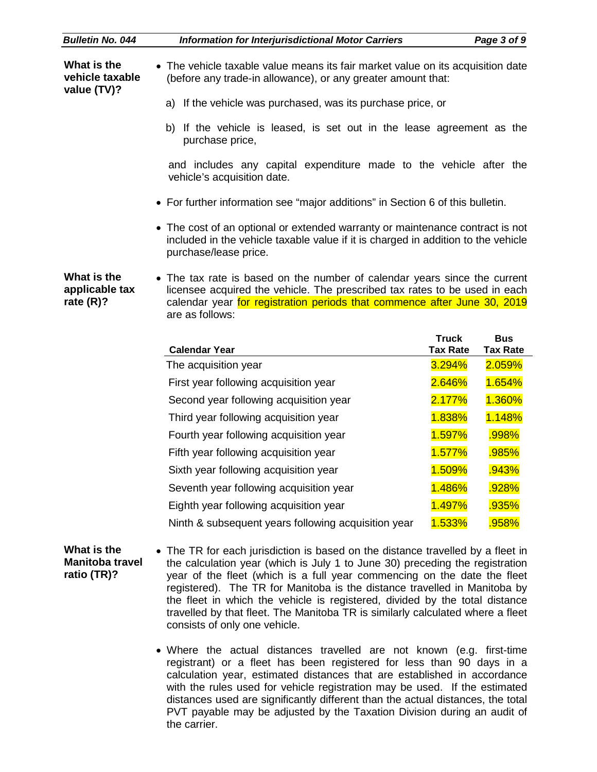**What is the vehicle taxable value (TV)?**

- The vehicle taxable value means its fair market value on its acquisition date (before any trade-in allowance), or any greater amount that:

  a) If the vehicle was purchased, was its purchase price, or

  b) If the vehicle is leased, is set out in the lease agreement as the purchase price,

  and includes any capital expenditure made to the vehicle after the vehicle's acquisition date.

- For further information see "major additions" in Section 6 of this bulletin.
- The cost of an optional or extended warranty or maintenance contract is not included in the vehicle taxable value if it is charged in addition to the vehicle purchase/lease price.

**What is the applicable tax rate (R)?**

- The tax rate is based on the number of calendar years since the current licensee acquired the vehicle. The prescribed tax rates to be used in each calendar year for registration periods that commence after June 30, 2019 are as follows:

| Calendar Year | Truck Tax Rate | Bus Tax Rate |
|---|---|---|
| The acquisition year | 3.294% | 2.059% |
| First year following acquisition year | 2.646% | 1.654% |
| Second year following acquisition year | 2.177% | 1.360% |
| Third year following acquisition year | 1.838% | 1.148% |
| Fourth year following acquisition year | 1.597% | .998% |
| Fifth year following acquisition year | 1.577% | .985% |
| Sixth year following acquisition year | 1.509% | .943% |
| Seventh year following acquisition year | 1.486% | .928% |
| Eighth year following acquisition year | 1.497% | .935% |
| Ninth & subsequent years following acquisition year | 1.533% | .958% |

**What is the Manitoba travel ratio (TR)?**

- The TR for each jurisdiction is based on the distance travelled by a fleet in the calculation year (which is July 1 to June 30) preceding the registration year of the fleet (which is a full year commencing on the date the fleet registered). The TR for Manitoba is the distance travelled in Manitoba by the fleet in which the vehicle is registered, divided by the total distance travelled by that fleet. The Manitoba TR is similarly calculated where a fleet consists of only one vehicle.
- Where the actual distances travelled are not known (e.g. first-time registrant) or a fleet has been registered for less than 90 days in a calculation year, estimated distances that are established in accordance with the rules used for vehicle registration may be used. If the estimated distances used are significantly different than the actual distances, the total PVT payable may be adjusted by the Taxation Division during an audit of the carrier.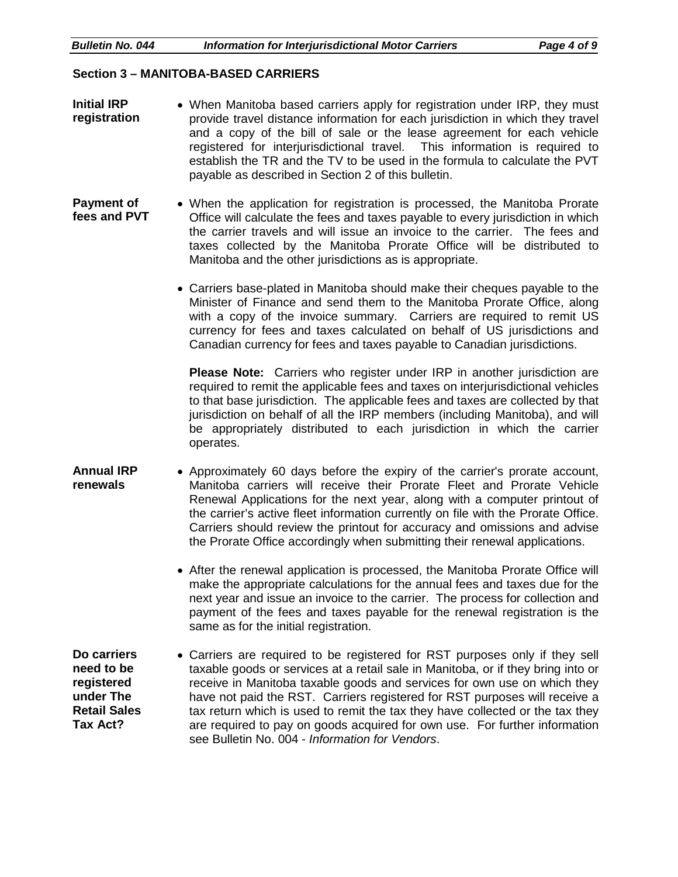## Section 3 – MANITOBA-BASED CARRIERS

**Initial IRP registration**

- When Manitoba based carriers apply for registration under IRP, they must provide travel distance information for each jurisdiction in which they travel and a copy of the bill of sale or the lease agreement for each vehicle registered for interjurisdictional travel. This information is required to establish the TR and the TV to be used in the formula to calculate the PVT payable as described in Section 2 of this bulletin.

**Payment of fees and PVT**

- When the application for registration is processed, the Manitoba Prorate Office will calculate the fees and taxes payable to every jurisdiction in which the carrier travels and will issue an invoice to the carrier. The fees and taxes collected by the Manitoba Prorate Office will be distributed to Manitoba and the other jurisdictions as is appropriate.

- Carriers base-plated in Manitoba should make their cheques payable to the Minister of Finance and send them to the Manitoba Prorate Office, along with a copy of the invoice summary. Carriers are required to remit US currency for fees and taxes calculated on behalf of US jurisdictions and Canadian currency for fees and taxes payable to Canadian jurisdictions.

  **Please Note:** Carriers who register under IRP in another jurisdiction are required to remit the applicable fees and taxes on interjurisdictional vehicles to that base jurisdiction. The applicable fees and taxes are collected by that jurisdiction on behalf of all the IRP members (including Manitoba), and will be appropriately distributed to each jurisdiction in which the carrier operates.

**Annual IRP renewals**

- Approximately 60 days before the expiry of the carrier's prorate account, Manitoba carriers will receive their Prorate Fleet and Prorate Vehicle Renewal Applications for the next year, along with a computer printout of the carrier's active fleet information currently on file with the Prorate Office. Carriers should review the printout for accuracy and omissions and advise the Prorate Office accordingly when submitting their renewal applications.

- After the renewal application is processed, the Manitoba Prorate Office will make the appropriate calculations for the annual fees and taxes due for the next year and issue an invoice to the carrier. The process for collection and payment of the fees and taxes payable for the renewal registration is the same as for the initial registration.

**Do carriers need to be registered under The Retail Sales Tax Act?**

- Carriers are required to be registered for RST purposes only if they sell taxable goods or services at a retail sale in Manitoba, or if they bring into or receive in Manitoba taxable goods and services for own use on which they have not paid the RST. Carriers registered for RST purposes will receive a tax return which is used to remit the tax they have collected or the tax they are required to pay on goods acquired for own use. For further information see Bulletin No. 004 - *Information for Vendors*.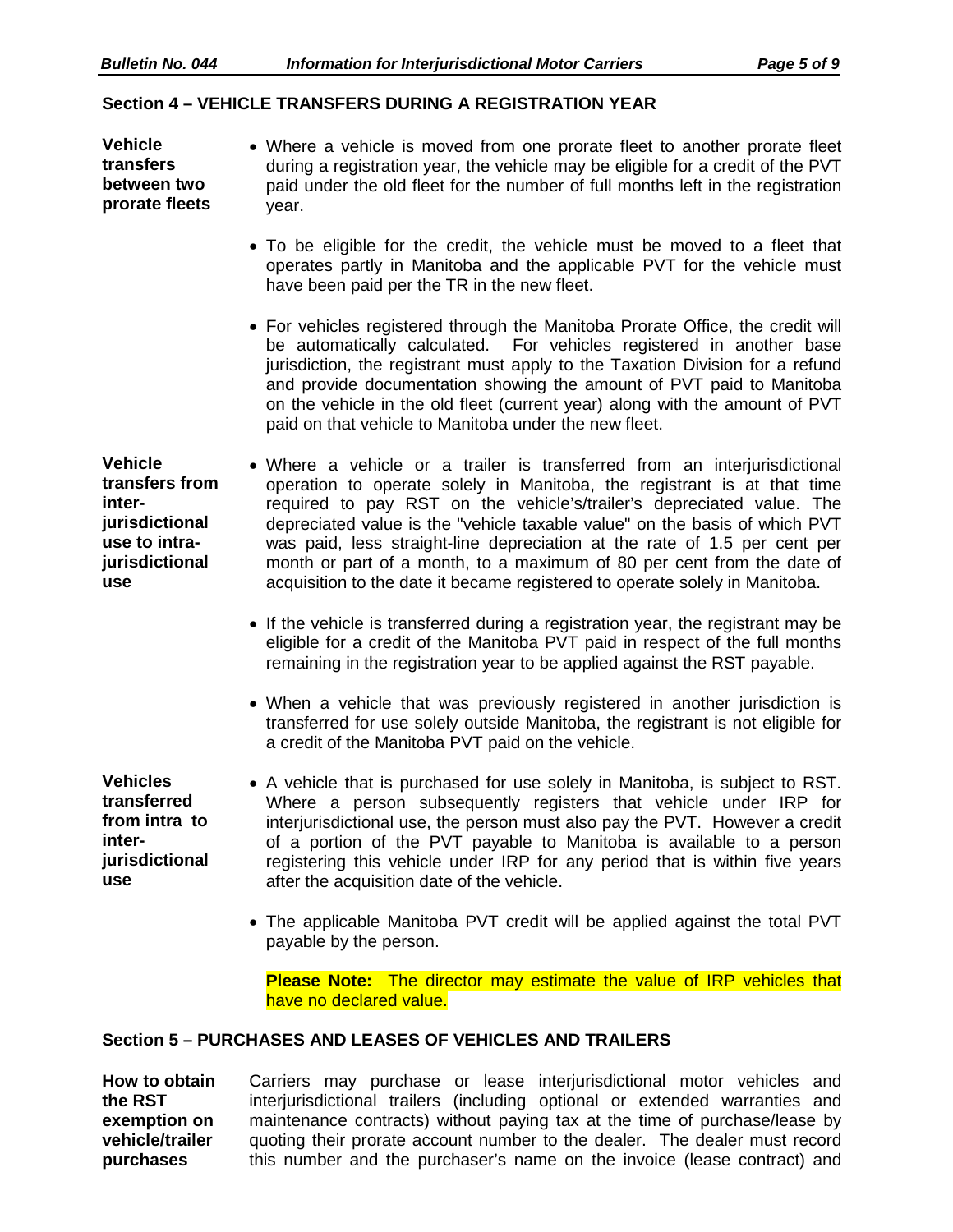## Section 4 – VEHICLE TRANSFERS DURING A REGISTRATION YEAR

**Vehicle transfers between two prorate fleets**

- Where a vehicle is moved from one prorate fleet to another prorate fleet during a registration year, the vehicle may be eligible for a credit of the PVT paid under the old fleet for the number of full months left in the registration year.
- To be eligible for the credit, the vehicle must be moved to a fleet that operates partly in Manitoba and the applicable PVT for the vehicle must have been paid per the TR in the new fleet.
- For vehicles registered through the Manitoba Prorate Office, the credit will be automatically calculated. For vehicles registered in another base jurisdiction, the registrant must apply to the Taxation Division for a refund and provide documentation showing the amount of PVT paid to Manitoba on the vehicle in the old fleet (current year) along with the amount of PVT paid on that vehicle to Manitoba under the new fleet.

**Vehicle transfers from inter-jurisdictional use to intra-jurisdictional use**

- Where a vehicle or a trailer is transferred from an interjurisdictional operation to operate solely in Manitoba, the registrant is at that time required to pay RST on the vehicle's/trailer's depreciated value. The depreciated value is the "vehicle taxable value" on the basis of which PVT was paid, less straight-line depreciation at the rate of 1.5 per cent per month or part of a month, to a maximum of 80 per cent from the date of acquisition to the date it became registered to operate solely in Manitoba.
- If the vehicle is transferred during a registration year, the registrant may be eligible for a credit of the Manitoba PVT paid in respect of the full months remaining in the registration year to be applied against the RST payable.
- When a vehicle that was previously registered in another jurisdiction is transferred for use solely outside Manitoba, the registrant is not eligible for a credit of the Manitoba PVT paid on the vehicle.

**Vehicles transferred from intra to inter-jurisdictional use**

- A vehicle that is purchased for use solely in Manitoba, is subject to RST. Where a person subsequently registers that vehicle under IRP for interjurisdictional use, the person must also pay the PVT. However a credit of a portion of the PVT payable to Manitoba is available to a person registering this vehicle under IRP for any period that is within five years after the acquisition date of the vehicle.
- The applicable Manitoba PVT credit will be applied against the total PVT payable by the person.

**Please Note:** The director may estimate the value of IRP vehicles that have no declared value.

## Section 5 – PURCHASES AND LEASES OF VEHICLES AND TRAILERS

**How to obtain the RST exemption on vehicle/trailer purchases**

Carriers may purchase or lease interjurisdictional motor vehicles and interjurisdictional trailers (including optional or extended warranties and maintenance contracts) without paying tax at the time of purchase/lease by quoting their prorate account number to the dealer. The dealer must record this number and the purchaser's name on the invoice (lease contract) and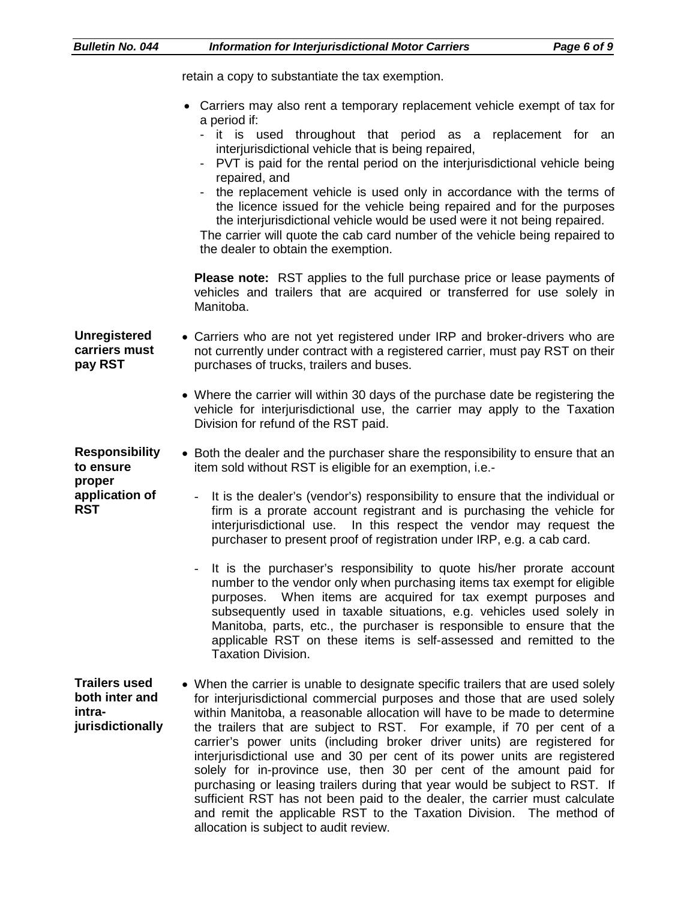retain a copy to substantiate the tax exemption.

- Carriers may also rent a temporary replacement vehicle exempt of tax for a period if:
  - it is used throughout that period as a replacement for an interjurisdictional vehicle that is being repaired,
  - PVT is paid for the rental period on the interjurisdictional vehicle being repaired, and
  - the replacement vehicle is used only in accordance with the terms of the licence issued for the vehicle being repaired and for the purposes the interjurisdictional vehicle would be used were it not being repaired.

  The carrier will quote the cab card number of the vehicle being repaired to the dealer to obtain the exemption.

**Please note:** RST applies to the full purchase price or lease payments of vehicles and trailers that are acquired or transferred for use solely in Manitoba.

**Unregistered carriers must pay RST**

- Carriers who are not yet registered under IRP and broker-drivers who are not currently under contract with a registered carrier, must pay RST on their purchases of trucks, trailers and buses.
- Where the carrier will within 30 days of the purchase date be registering the vehicle for interjurisdictional use, the carrier may apply to the Taxation Division for refund of the RST paid.

**Responsibility to ensure proper application of RST**

- Both the dealer and the purchaser share the responsibility to ensure that an item sold without RST is eligible for an exemption, i.e.-
  - It is the dealer's (vendor's) responsibility to ensure that the individual or firm is a prorate account registrant and is purchasing the vehicle for interjurisdictional use. In this respect the vendor may request the purchaser to present proof of registration under IRP, e.g. a cab card.
  - It is the purchaser's responsibility to quote his/her prorate account number to the vendor only when purchasing items tax exempt for eligible purposes. When items are acquired for tax exempt purposes and subsequently used in taxable situations, e.g. vehicles used solely in Manitoba, parts, etc., the purchaser is responsible to ensure that the applicable RST on these items is self-assessed and remitted to the Taxation Division.

**Trailers used both inter and intra-jurisdictionally**

- When the carrier is unable to designate specific trailers that are used solely for interjurisdictional commercial purposes and those that are used solely within Manitoba, a reasonable allocation will have to be made to determine the trailers that are subject to RST. For example, if 70 per cent of a carrier's power units (including broker driver units) are registered for interjurisdictional use and 30 per cent of its power units are registered solely for in-province use, then 30 per cent of the amount paid for purchasing or leasing trailers during that year would be subject to RST. If sufficient RST has not been paid to the dealer, the carrier must calculate and remit the applicable RST to the Taxation Division. The method of allocation is subject to audit review.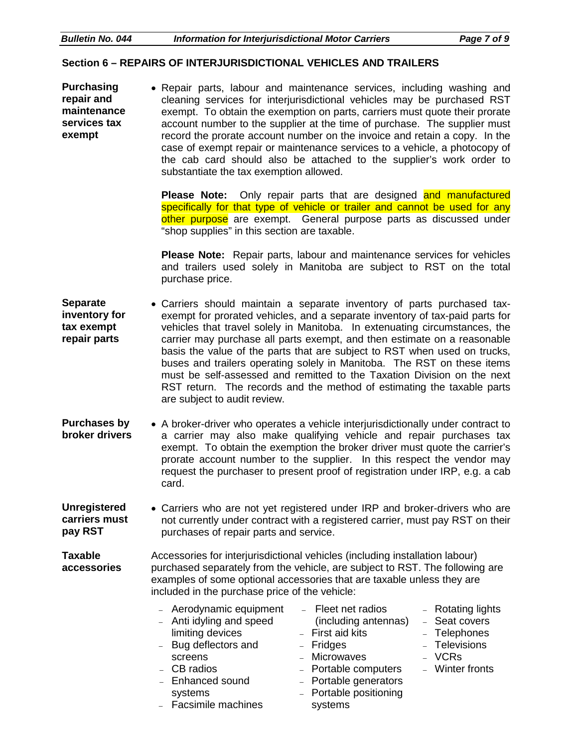## Section 6 – REPAIRS OF INTERJURISDICTIONAL VEHICLES AND TRAILERS

**Purchasing repair and maintenance services tax exempt**

- Repair parts, labour and maintenance services, including washing and cleaning services for interjurisdictional vehicles may be purchased RST exempt. To obtain the exemption on parts, carriers must quote their prorate account number to the supplier at the time of purchase. The supplier must record the prorate account number on the invoice and retain a copy. In the case of exempt repair or maintenance services to a vehicle, a photocopy of the cab card should also be attached to the supplier's work order to substantiate the tax exemption allowed.

  **Please Note:** Only repair parts that are designed and manufactured specifically for that type of vehicle or trailer and cannot be used for any other purpose are exempt. General purpose parts as discussed under "shop supplies" in this section are taxable.

  **Please Note:** Repair parts, labour and maintenance services for vehicles and trailers used solely in Manitoba are subject to RST on the total purchase price.

**Separate inventory for tax exempt repair parts**

- Carriers should maintain a separate inventory of parts purchased tax-exempt for prorated vehicles, and a separate inventory of tax-paid parts for vehicles that travel solely in Manitoba. In extenuating circumstances, the carrier may purchase all parts exempt, and then estimate on a reasonable basis the value of the parts that are subject to RST when used on trucks, buses and trailers operating solely in Manitoba. The RST on these items must be self-assessed and remitted to the Taxation Division on the next RST return. The records and the method of estimating the taxable parts are subject to audit review.

**Purchases by broker drivers**

- A broker-driver who operates a vehicle interjurisdictionally under contract to a carrier may also make qualifying vehicle and repair purchases tax exempt. To obtain the exemption the broker driver must quote the carrier's prorate account number to the supplier. In this respect the vendor may request the purchaser to present proof of registration under IRP, e.g. a cab card.

**Unregistered carriers must pay RST**

- Carriers who are not yet registered under IRP and broker-drivers who are not currently under contract with a registered carrier, must pay RST on their purchases of repair parts and service.

**Taxable accessories**

Accessories for interjurisdictional vehicles (including installation labour) purchased separately from the vehicle, are subject to RST. The following are examples of some optional accessories that are taxable unless they are included in the purchase price of the vehicle:

- Aerodynamic equipment
- Anti idyling and speed limiting devices
- Bug deflectors and screens
- CB radios
- Enhanced sound systems
- Facsimile machines
- Fleet net radios (including antennas)
- First aid kits
- Fridges
- Microwaves
- Portable computers
- Portable generators
- Portable positioning systems
- Rotating lights
- Seat covers
- Telephones
- Televisions
- VCRs
- Winter fronts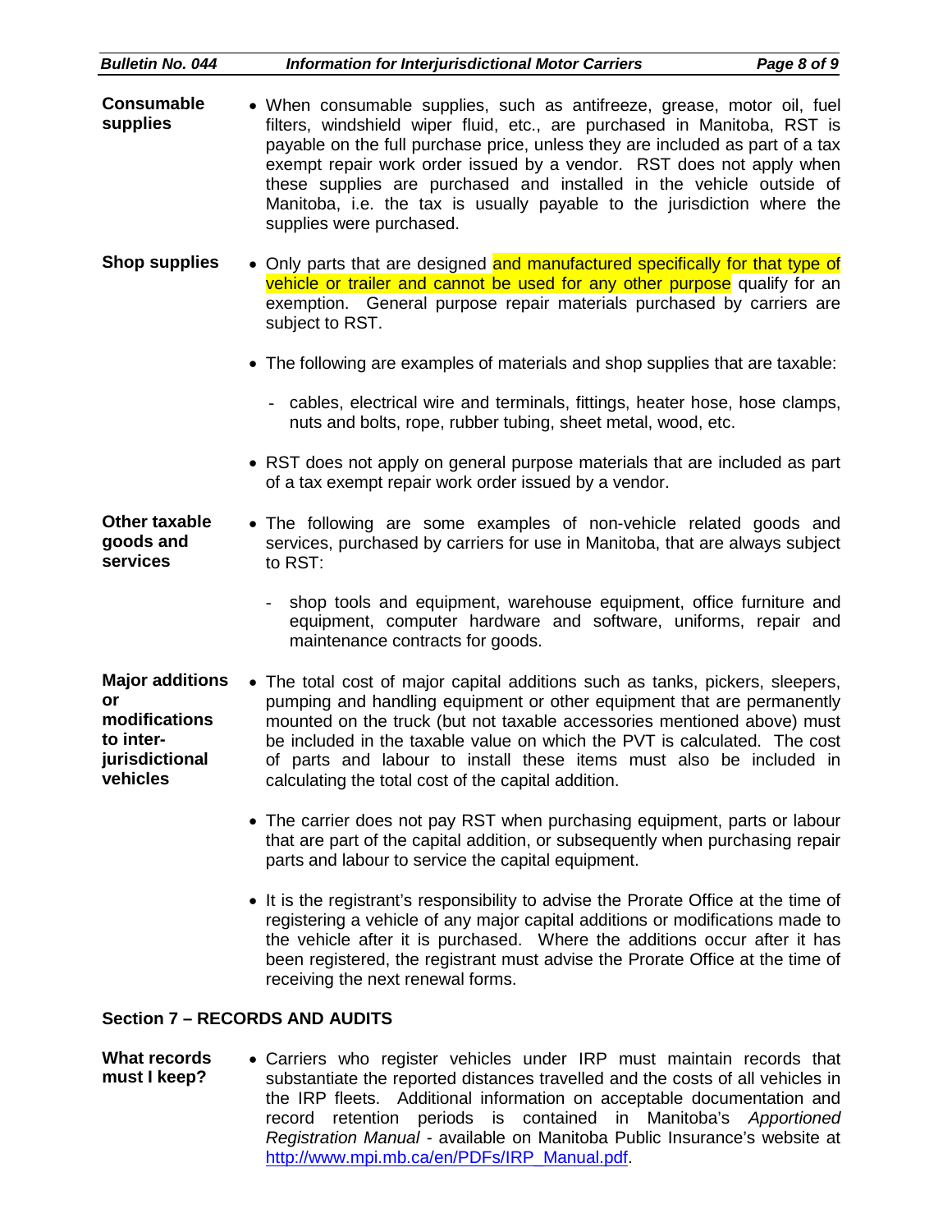**Consumable supplies**

- When consumable supplies, such as antifreeze, grease, motor oil, fuel filters, windshield wiper fluid, etc., are purchased in Manitoba, RST is payable on the full purchase price, unless they are included as part of a tax exempt repair work order issued by a vendor. RST does not apply when these supplies are purchased and installed in the vehicle outside of Manitoba, i.e. the tax is usually payable to the jurisdiction where the supplies were purchased.

**Shop supplies**

- Only parts that are designed and manufactured specifically for that type of vehicle or trailer and cannot be used for any other purpose qualify for an exemption. General purpose repair materials purchased by carriers are subject to RST.

- The following are examples of materials and shop supplies that are taxable:

  - cables, electrical wire and terminals, fittings, heater hose, hose clamps, nuts and bolts, rope, rubber tubing, sheet metal, wood, etc.

- RST does not apply on general purpose materials that are included as part of a tax exempt repair work order issued by a vendor.

**Other taxable goods and services**

- The following are some examples of non-vehicle related goods and services, purchased by carriers for use in Manitoba, that are always subject to RST:

  - shop tools and equipment, warehouse equipment, office furniture and equipment, computer hardware and software, uniforms, repair and maintenance contracts for goods.

**Major additions or modifications to inter-jurisdictional vehicles**

- The total cost of major capital additions such as tanks, pickers, sleepers, pumping and handling equipment or other equipment that are permanently mounted on the truck (but not taxable accessories mentioned above) must be included in the taxable value on which the PVT is calculated. The cost of parts and labour to install these items must also be included in calculating the total cost of the capital addition.

- The carrier does not pay RST when purchasing equipment, parts or labour that are part of the capital addition, or subsequently when purchasing repair parts and labour to service the capital equipment.

- It is the registrant's responsibility to advise the Prorate Office at the time of registering a vehicle of any major capital additions or modifications made to the vehicle after it is purchased. Where the additions occur after it has been registered, the registrant must advise the Prorate Office at the time of receiving the next renewal forms.

## Section 7 – RECORDS AND AUDITS

**What records must I keep?**

- Carriers who register vehicles under IRP must maintain records that substantiate the reported distances travelled and the costs of all vehicles in the IRP fleets. Additional information on acceptable documentation and record retention periods is contained in Manitoba's *Apportioned Registration Manual* - available on Manitoba Public Insurance's website at http://www.mpi.mb.ca/en/PDFs/IRP_Manual.pdf.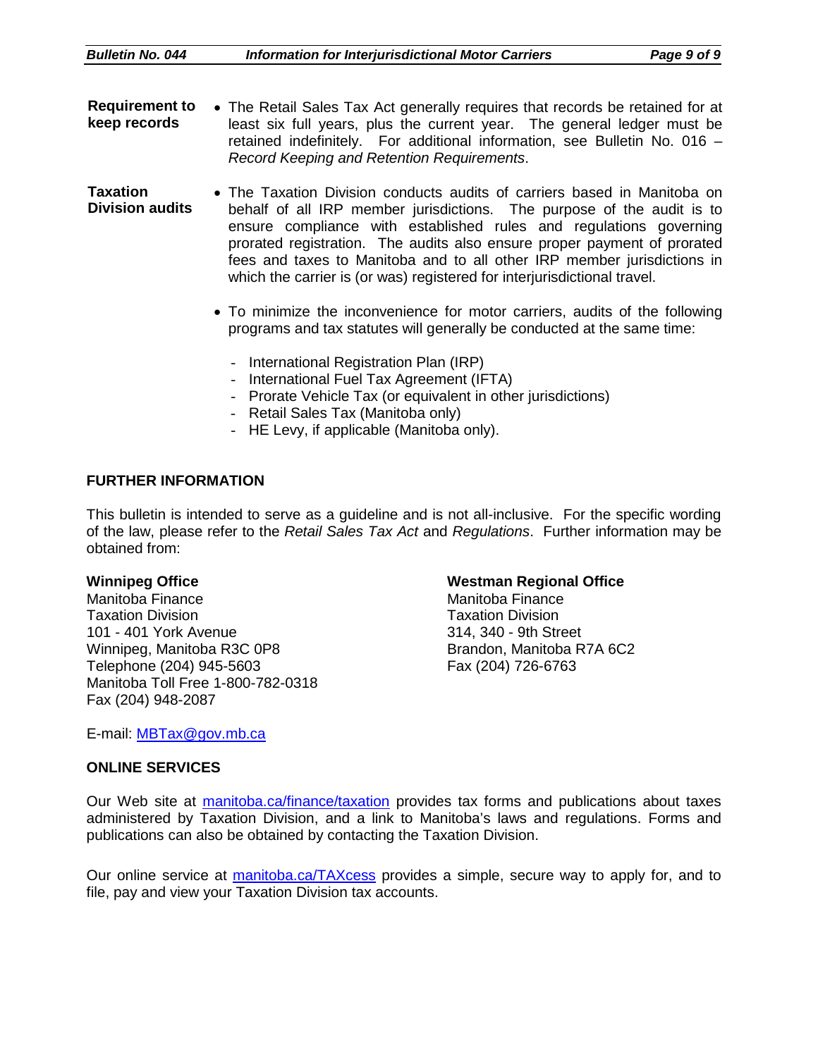**Requirement to keep records**

- The Retail Sales Tax Act generally requires that records be retained for at least six full years, plus the current year. The general ledger must be retained indefinitely. For additional information, see Bulletin No. 016 – *Record Keeping and Retention Requirements*.

**Taxation Division audits**

- The Taxation Division conducts audits of carriers based in Manitoba on behalf of all IRP member jurisdictions. The purpose of the audit is to ensure compliance with established rules and regulations governing prorated registration. The audits also ensure proper payment of prorated fees and taxes to Manitoba and to all other IRP member jurisdictions in which the carrier is (or was) registered for interjurisdictional travel.
- To minimize the inconvenience for motor carriers, audits of the following programs and tax statutes will generally be conducted at the same time:
  - International Registration Plan (IRP)
  - International Fuel Tax Agreement (IFTA)
  - Prorate Vehicle Tax (or equivalent in other jurisdictions)
  - Retail Sales Tax (Manitoba only)
  - HE Levy, if applicable (Manitoba only).

## FURTHER INFORMATION

This bulletin is intended to serve as a guideline and is not all-inclusive. For the specific wording of the law, please refer to the *Retail Sales Tax Act* and *Regulations*. Further information may be obtained from:

**Winnipeg Office**
Manitoba Finance
Taxation Division
101 - 401 York Avenue
Winnipeg, Manitoba R3C 0P8
Telephone (204) 945-5603
Manitoba Toll Free 1-800-782-0318
Fax (204) 948-2087

**Westman Regional Office**
Manitoba Finance
Taxation Division
314, 340 - 9th Street
Brandon, Manitoba R7A 6C2
Fax (204) 726-6763

E-mail: MBTax@gov.mb.ca

## ONLINE SERVICES

Our Web site at manitoba.ca/finance/taxation provides tax forms and publications about taxes administered by Taxation Division, and a link to Manitoba's laws and regulations. Forms and publications can also be obtained by contacting the Taxation Division.

Our online service at manitoba.ca/TAXcess provides a simple, secure way to apply for, and to file, pay and view your Taxation Division tax accounts.